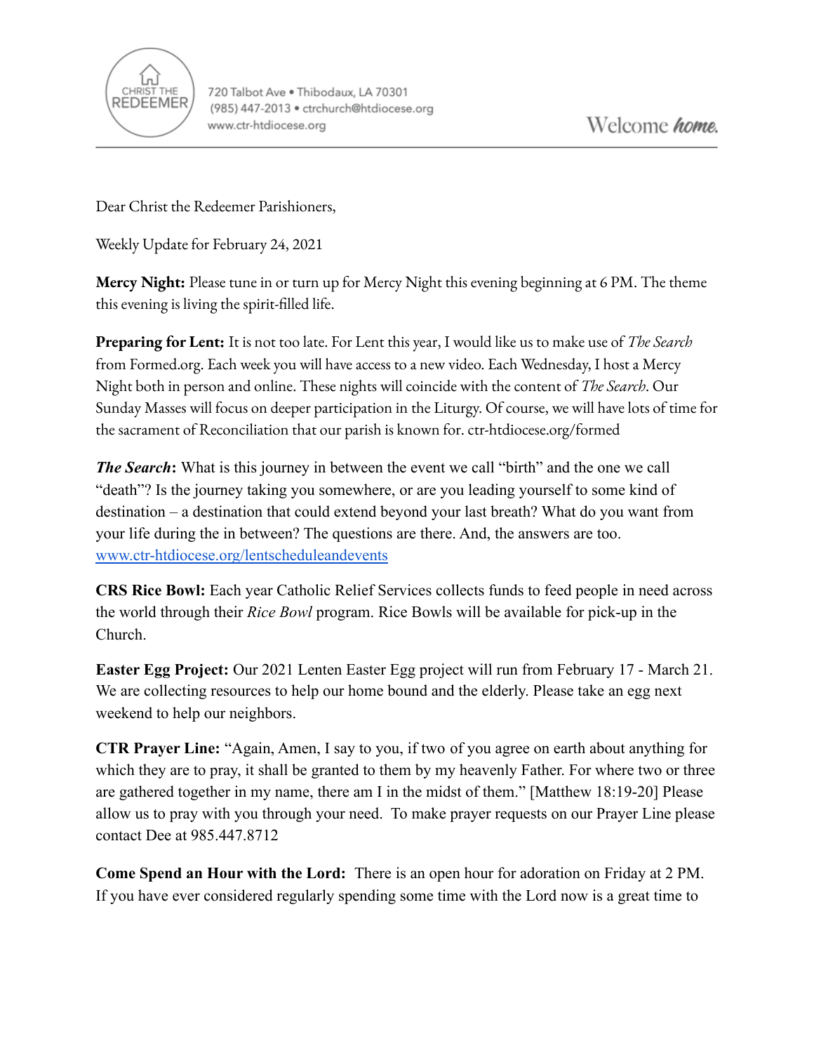CHRIST THE REDEEMER

720 Talbot Ave • Thibodaux, LA 70301
(985) 447-2013 • ctrchurch@htdiocese.org
www.ctr-htdiocese.org

Welcome *home.*

---

Dear Christ the Redeemer Parishioners,

Weekly Update for February 24, 2021

**Mercy Night:** Please tune in or turn up for Mercy Night this evening beginning at 6 PM. The theme this evening is living the spirit-filled life.

**Preparing for Lent:** It is not too late. For Lent this year, I would like us to make use of *The Search* from Formed.org. Each week you will have access to a new video. Each Wednesday, I host a Mercy Night both in person and online. These nights will coincide with the content of *The Search*. Our Sunday Masses will focus on deeper participation in the Liturgy. Of course, we will have lots of time for the sacrament of Reconciliation that our parish is known for. ctr-htdiocese.org/formed

***The Search*:** What is this journey in between the event we call "birth" and the one we call "death"? Is the journey taking you somewhere, or are you leading yourself to some kind of destination – a destination that could extend beyond your last breath? What do you want from your life during the in between? The questions are there. And, the answers are too. [www.ctr-htdiocese.org/lentscheduleandevents](www.ctr-htdiocese.org/lentscheduleandevents)

**CRS Rice Bowl:** Each year Catholic Relief Services collects funds to feed people in need across the world through their *Rice Bowl* program. Rice Bowls will be available for pick-up in the Church.

**Easter Egg Project:** Our 2021 Lenten Easter Egg project will run from February 17 - March 21. We are collecting resources to help our home bound and the elderly. Please take an egg next weekend to help our neighbors.

**CTR Prayer Line:** "Again, Amen, I say to you, if two of you agree on earth about anything for which they are to pray, it shall be granted to them by my heavenly Father. For where two or three are gathered together in my name, there am I in the midst of them." [Matthew 18:19-20] Please allow us to pray with you through your need. To make prayer requests on our Prayer Line please contact Dee at 985.447.8712

**Come Spend an Hour with the Lord:** There is an open hour for adoration on Friday at 2 PM. If you have ever considered regularly spending some time with the Lord now is a great time to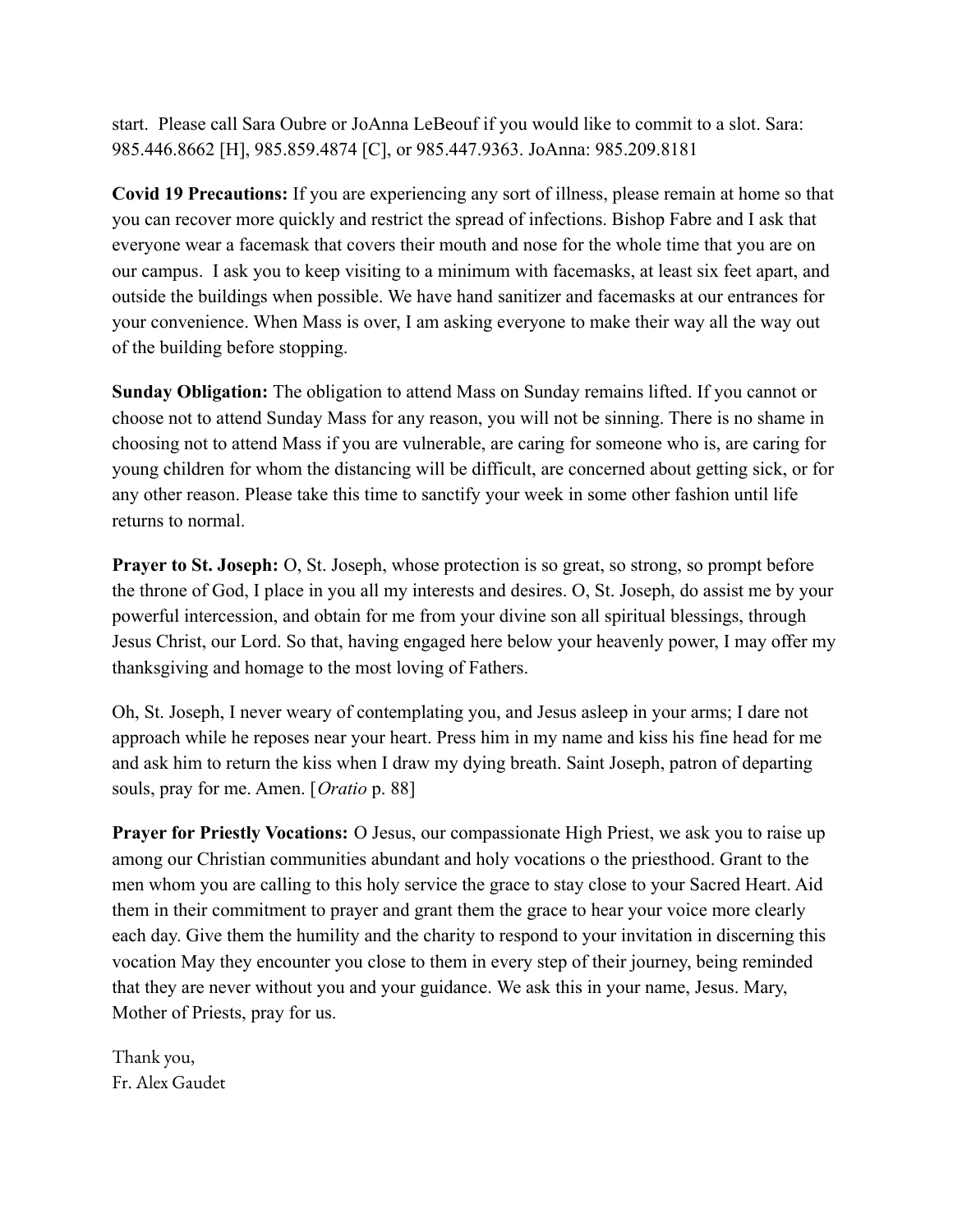start. Please call Sara Oubre or JoAnna LeBeouf if you would like to commit to a slot. Sara: 985.446.8662 [H], 985.859.4874 [C], or 985.447.9363. JoAnna: 985.209.8181

**Covid 19 Precautions:** If you are experiencing any sort of illness, please remain at home so that you can recover more quickly and restrict the spread of infections. Bishop Fabre and I ask that everyone wear a facemask that covers their mouth and nose for the whole time that you are on our campus. I ask you to keep visiting to a minimum with facemasks, at least six feet apart, and outside the buildings when possible. We have hand sanitizer and facemasks at our entrances for your convenience. When Mass is over, I am asking everyone to make their way all the way out of the building before stopping.

**Sunday Obligation:** The obligation to attend Mass on Sunday remains lifted. If you cannot or choose not to attend Sunday Mass for any reason, you will not be sinning. There is no shame in choosing not to attend Mass if you are vulnerable, are caring for someone who is, are caring for young children for whom the distancing will be difficult, are concerned about getting sick, or for any other reason. Please take this time to sanctify your week in some other fashion until life returns to normal.

**Prayer to St. Joseph:** O, St. Joseph, whose protection is so great, so strong, so prompt before the throne of God, I place in you all my interests and desires. O, St. Joseph, do assist me by your powerful intercession, and obtain for me from your divine son all spiritual blessings, through Jesus Christ, our Lord. So that, having engaged here below your heavenly power, I may offer my thanksgiving and homage to the most loving of Fathers.

Oh, St. Joseph, I never weary of contemplating you, and Jesus asleep in your arms; I dare not approach while he reposes near your heart. Press him in my name and kiss his fine head for me and ask him to return the kiss when I draw my dying breath. Saint Joseph, patron of departing souls, pray for me. Amen. [*Oratio* p. 88]

**Prayer for Priestly Vocations:** O Jesus, our compassionate High Priest, we ask you to raise up among our Christian communities abundant and holy vocations o the priesthood. Grant to the men whom you are calling to this holy service the grace to stay close to your Sacred Heart. Aid them in their commitment to prayer and grant them the grace to hear your voice more clearly each day. Give them the humility and the charity to respond to your invitation in discerning this vocation May they encounter you close to them in every step of their journey, being reminded that they are never without you and your guidance. We ask this in your name, Jesus. Mary, Mother of Priests, pray for us.

Thank you,
Fr. Alex Gaudet